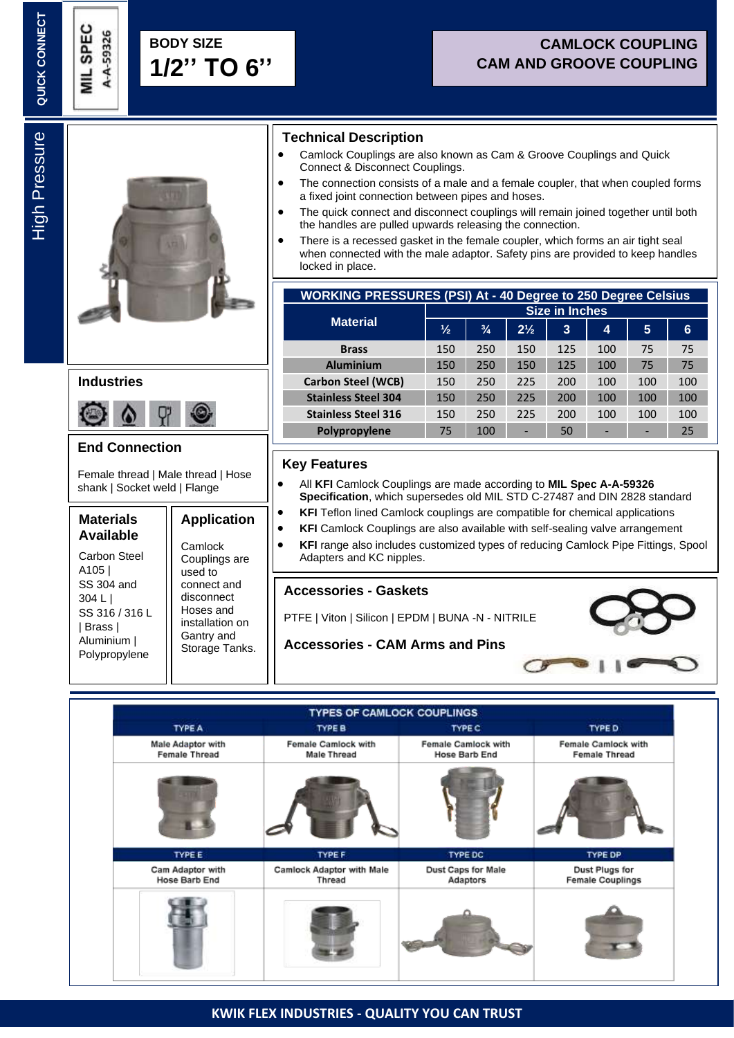QUICK CONNECT

MIL SPEC A-A-59326

BODY SIZE
# 1/2'' TO 6''

## CAMLOCK COUPLING
## CAM AND GROOVE COUPLING

High Pressure

## Technical Description

- Camlock Couplings are also known as Cam & Groove Couplings and Quick Connect & Disconnect Couplings.
- The connection consists of a male and a female coupler, that when coupled forms a fixed joint connection between pipes and hoses.
- The quick connect and disconnect couplings will remain joined together until both the handles are pulled upwards releasing the connection.
- There is a recessed gasket in the female coupler, which forms an air tight seal when connected with the male adaptor. Safety pins are provided to keep handles locked in place.

| WORKING PRESSURES (PSI) At - 40 Degree to 250 Degree Celsius | | | | | | | |
|---|---|---|---|---|---|---|---|
| Material | Size in Inches | | | | | | |
| | ½ | ¾ | 2½ | 3 | 4 | 5 | 6 |
| Brass | 150 | 250 | 150 | 125 | 100 | 75 | 75 |
| Aluminium | 150 | 250 | 150 | 125 | 100 | 75 | 75 |
| Carbon Steel (WCB) | 150 | 250 | 225 | 200 | 100 | 100 | 100 |
| Stainless Steel 304 | 150 | 250 | 225 | 200 | 100 | 100 | 100 |
| Stainless Steel 316 | 150 | 250 | 225 | 200 | 100 | 100 | 100 |
| Polypropylene | 75 | 100 | - | 50 | - | - | 25 |

## Industries

## End Connection

Female thread | Male thread | Hose shank | Socket weld | Flange

## Materials Available

Carbon Steel A105 | SS 304 and 304 L | SS 316 / 316 L | Brass | Aluminium | Polypropylene

## Application

Camlock Couplings are used to connect and disconnect Hoses and installation on Gantry and Storage Tanks.

## Key Features

- All **KFI** Camlock Couplings are made according to **MIL Spec A-A-59326 Specification**, which supersedes old MIL STD C-27487 and DIN 2828 standard
- **KFI** Teflon lined Camlock couplings are compatible for chemical applications
- **KFI** Camlock Couplings are also available with self-sealing valve arrangement
- **KFI** range also includes customized types of reducing Camlock Pipe Fittings, Spool Adapters and KC nipples.

## Accessories - Gaskets

PTFE | Viton | Silicon | EPDM | BUNA -N - NITRILE

## Accessories - CAM Arms and Pins

| TYPES OF CAMLOCK COUPLINGS | | | |
|---|---|---|---|
| TYPE A | TYPE B | TYPE C | TYPE D |
| Male Adaptor with Female Thread | Female Camlock with Male Thread | Female Camlock with Hose Barb End | Female Camlock with Female Thread |
| TYPE E | TYPE F | TYPE DC | TYPE DP |
| Cam Adaptor with Hose Barb End | Camlock Adaptor with Male Thread | Dust Caps for Male Adaptors | Dust Plugs for Female Couplings |

KWIK FLEX INDUSTRIES - QUALITY YOU CAN TRUST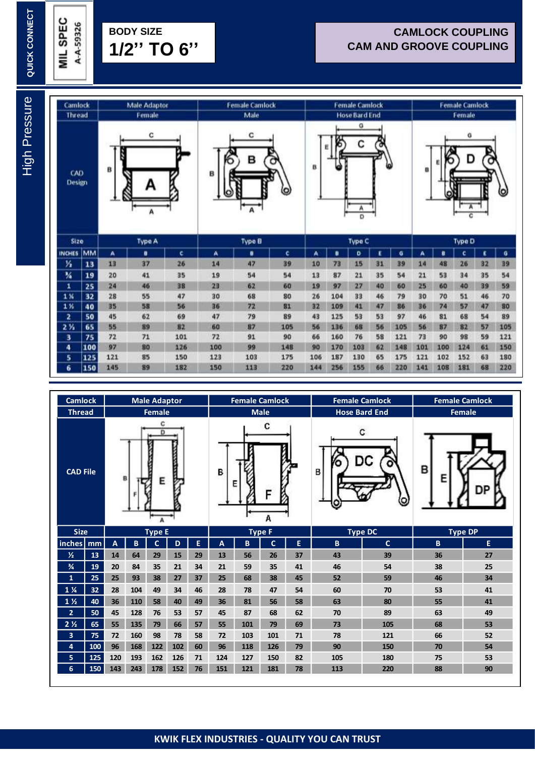QUICK CONNECT

MIL SPEC A-A-59326

BODY SIZE
# 1/2'' TO 6''

## CAMLOCK COUPLING
## CAM AND GROOVE COUPLING

High Pressure

| Camlock Thread | | Male Adaptor Female | | | Female Camlock Male | | | Female Camlock Hose Bard End | | | | | Female Camlock Female | | | | |
|---|---|---|---|---|---|---|---|---|---|---|---|---|---|---|---|---|---|
| Size | | Type A | | | Type B | | | Type C | | | | | Type D | | | | |
| INCHES | MM | A | B | C | A | B | C | A | B | D | E | G | A | B | C | E | G |
| ½ | 13 | 13 | 37 | 26 | 14 | 47 | 39 | 10 | 73 | 15 | 31 | 39 | 14 | 48 | 26 | 32 | 39 |
| ¾ | 19 | 20 | 41 | 35 | 19 | 54 | 54 | 13 | 87 | 21 | 35 | 54 | 21 | 53 | 34 | 35 | 54 |
| 1 | 25 | 24 | 46 | 38 | 23 | 62 | 60 | 19 | 97 | 27 | 40 | 60 | 25 | 60 | 40 | 39 | 59 |
| 1 ¼ | 32 | 28 | 55 | 47 | 30 | 68 | 80 | 26 | 104 | 33 | 46 | 79 | 30 | 70 | 51 | 46 | 70 |
| 1 ½ | 40 | 35 | 58 | 56 | 36 | 72 | 81 | 32 | 109 | 41 | 47 | 86 | 36 | 74 | 57 | 47 | 80 |
| 2 | 50 | 45 | 62 | 69 | 47 | 79 | 89 | 43 | 125 | 53 | 53 | 97 | 46 | 81 | 68 | 54 | 89 |
| 2 ½ | 65 | 55 | 89 | 82 | 60 | 87 | 105 | 56 | 136 | 68 | 56 | 105 | 56 | 87 | 82 | 57 | 105 |
| 3 | 75 | 72 | 71 | 101 | 72 | 91 | 90 | 66 | 160 | 76 | 58 | 121 | 73 | 90 | 98 | 59 | 121 |
| 4 | 100 | 97 | 80 | 126 | 100 | 99 | 148 | 90 | 170 | 103 | 62 | 148 | 101 | 100 | 124 | 61 | 150 |
| 5 | 125 | 121 | 85 | 150 | 123 | 103 | 175 | 106 | 187 | 130 | 65 | 175 | 121 | 102 | 152 | 63 | 180 |
| 6 | 150 | 145 | 89 | 182 | 150 | 113 | 220 | 144 | 256 | 155 | 66 | 220 | 141 | 108 | 181 | 68 | 220 |

| Camlock Thread | | Male Adaptor Female | | | | | Female Camlock Male | | | | Female Camlock Hose Bard End | | Female Camlock Female | |
|---|---|---|---|---|---|---|---|---|---|---|---|---|---|---|
| Size | | Type E | | | | | Type F | | | | Type DC | | Type DP | |
| inches | mm | A | B | C | D | E | A | B | C | E | B | C | B | E |
| ½ | 13 | 14 | 64 | 29 | 15 | 29 | 13 | 56 | 26 | 37 | 43 | 39 | 36 | 27 |
| ¾ | 19 | 20 | 84 | 35 | 21 | 34 | 21 | 59 | 35 | 41 | 46 | 54 | 38 | 25 |
| 1 | 25 | 25 | 93 | 38 | 27 | 37 | 25 | 68 | 38 | 45 | 52 | 59 | 46 | 34 |
| 1 ¼ | 32 | 28 | 104 | 49 | 34 | 46 | 28 | 78 | 47 | 54 | 60 | 70 | 53 | 41 |
| 1 ½ | 40 | 36 | 110 | 58 | 40 | 49 | 36 | 81 | 56 | 58 | 63 | 80 | 55 | 41 |
| 2 | 50 | 45 | 128 | 76 | 53 | 57 | 45 | 87 | 68 | 62 | 70 | 89 | 63 | 49 |
| 2 ½ | 65 | 55 | 135 | 79 | 66 | 57 | 55 | 101 | 79 | 69 | 73 | 105 | 68 | 53 |
| 3 | 75 | 72 | 160 | 98 | 78 | 58 | 72 | 103 | 101 | 71 | 78 | 121 | 66 | 52 |
| 4 | 100 | 96 | 168 | 122 | 102 | 60 | 96 | 118 | 126 | 79 | 90 | 150 | 70 | 54 |
| 5 | 125 | 120 | 193 | 162 | 126 | 71 | 124 | 127 | 150 | 82 | 105 | 180 | 75 | 53 |
| 6 | 150 | 143 | 243 | 178 | 152 | 76 | 151 | 121 | 181 | 78 | 113 | 220 | 88 | 90 |

**KWIK FLEX INDUSTRIES - QUALITY YOU CAN TRUST**